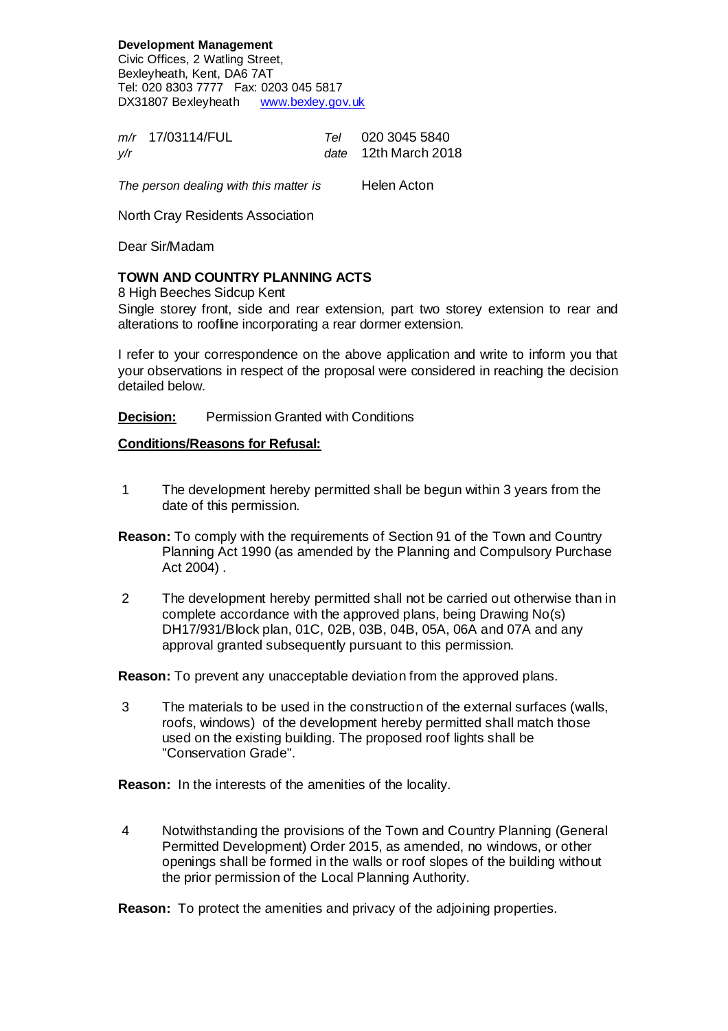**Development Management**
Civic Offices, 2 Watling Street,
Bexleyheath, Kent, DA6 7AT
Tel: 020 8303 7777 Fax: 0203 045 5817
DX31807 Bexleyheath [www.bexley.gov.uk](http://www.bexley.gov.uk)

| | | | |
|---|---|---|---|
| *m/r* | 17/03114/FUL | *Tel* | 020 3045 5840 |
| *y/r* | | *date* | 12th March 2018 |

*The person dealing with this matter is* Helen Acton

North Cray Residents Association

Dear Sir/Madam

**TOWN AND COUNTRY PLANNING ACTS**

8 High Beeches Sidcup Kent

Single storey front, side and rear extension, part two storey extension to rear and alterations to roofline incorporating a rear dormer extension.

I refer to your correspondence on the above application and write to inform you that your observations in respect of the proposal were considered in reaching the decision detailed below.

**Decision:** Permission Granted with Conditions

**Conditions/Reasons for Refusal:**

1 The development hereby permitted shall be begun within 3 years from the date of this permission.

**Reason:** To comply with the requirements of Section 91 of the Town and Country Planning Act 1990 (as amended by the Planning and Compulsory Purchase Act 2004) .

2 The development hereby permitted shall not be carried out otherwise than in complete accordance with the approved plans, being Drawing No(s) DH17/931/Block plan, 01C, 02B, 03B, 04B, 05A, 06A and 07A and any approval granted subsequently pursuant to this permission.

**Reason:** To prevent any unacceptable deviation from the approved plans.

3 The materials to be used in the construction of the external surfaces (walls, roofs, windows) of the development hereby permitted shall match those used on the existing building. The proposed roof lights shall be "Conservation Grade".

**Reason:** In the interests of the amenities of the locality.

4 Notwithstanding the provisions of the Town and Country Planning (General Permitted Development) Order 2015, as amended, no windows, or other openings shall be formed in the walls or roof slopes of the building without the prior permission of the Local Planning Authority.

**Reason:** To protect the amenities and privacy of the adjoining properties.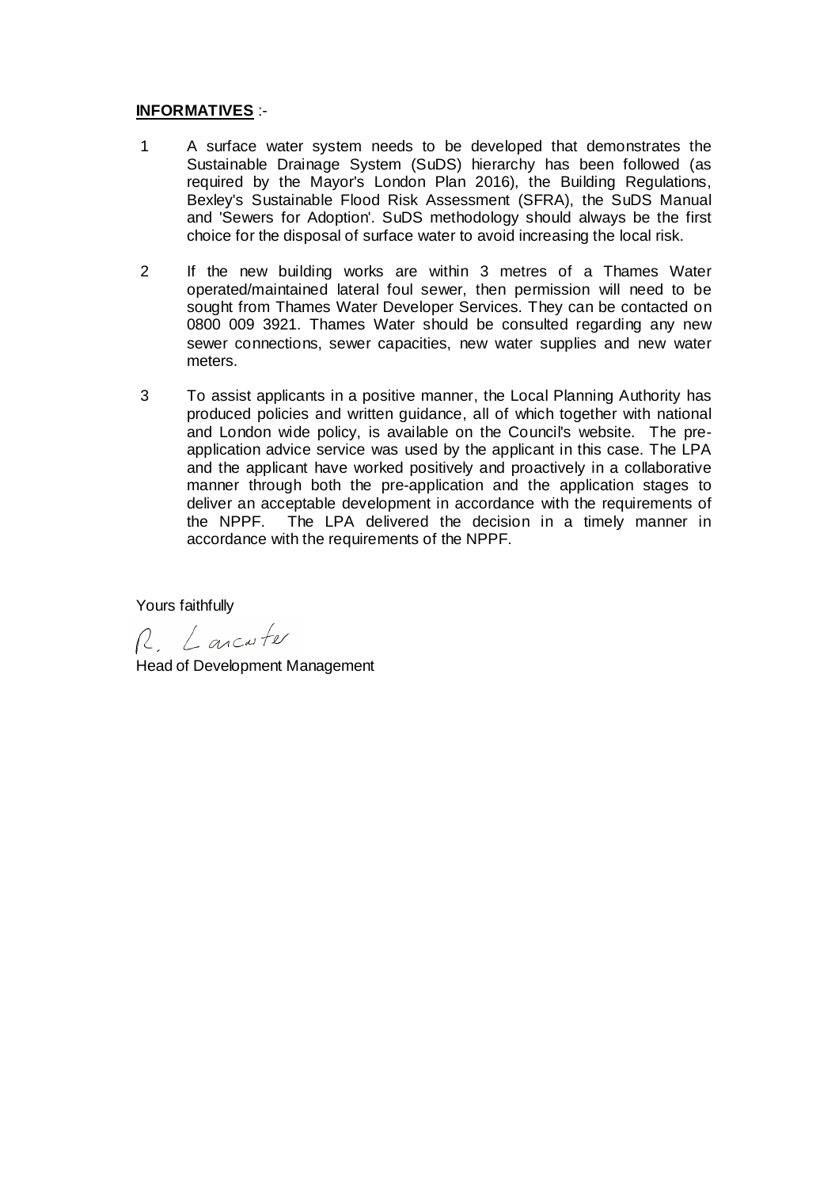**INFORMATIVES** :-

1. A surface water system needs to be developed that demonstrates the Sustainable Drainage System (SuDS) hierarchy has been followed (as required by the Mayor's London Plan 2016), the Building Regulations, Bexley's Sustainable Flood Risk Assessment (SFRA), the SuDS Manual and 'Sewers for Adoption'. SuDS methodology should always be the first choice for the disposal of surface water to avoid increasing the local risk.

2. If the new building works are within 3 metres of a Thames Water operated/maintained lateral foul sewer, then permission will need to be sought from Thames Water Developer Services. They can be contacted on 0800 009 3921. Thames Water should be consulted regarding any new sewer connections, sewer capacities, new water supplies and new water meters.

3. To assist applicants in a positive manner, the Local Planning Authority has produced policies and written guidance, all of which together with national and London wide policy, is available on the Council's website. The pre-application advice service was used by the applicant in this case. The LPA and the applicant have worked positively and proactively in a collaborative manner through both the pre-application and the application stages to deliver an acceptable development in accordance with the requirements of the NPPF. The LPA delivered the decision in a timely manner in accordance with the requirements of the NPPF.

Yours faithfully

R. Lancaster

Head of Development Management